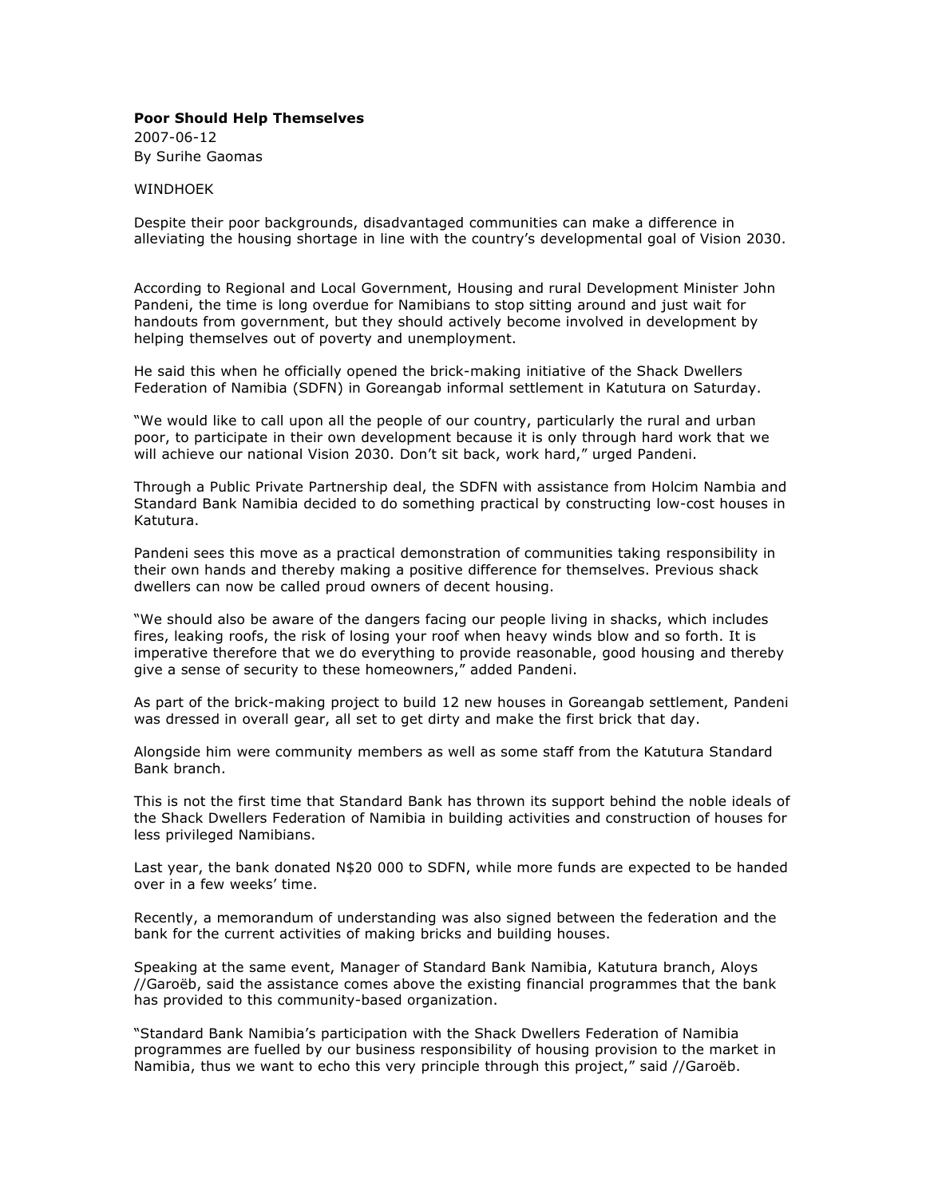**Poor Should Help Themselves**

2007-06-12

By Surihe Gaomas

WINDHOEK

Despite their poor backgrounds, disadvantaged communities can make a difference in alleviating the housing shortage in line with the country's developmental goal of Vision 2030.

According to Regional and Local Government, Housing and rural Development Minister John Pandeni, the time is long overdue for Namibians to stop sitting around and just wait for handouts from government, but they should actively become involved in development by helping themselves out of poverty and unemployment.

He said this when he officially opened the brick-making initiative of the Shack Dwellers Federation of Namibia (SDFN) in Goreangab informal settlement in Katutura on Saturday.

"We would like to call upon all the people of our country, particularly the rural and urban poor, to participate in their own development because it is only through hard work that we will achieve our national Vision 2030. Don't sit back, work hard," urged Pandeni.

Through a Public Private Partnership deal, the SDFN with assistance from Holcim Nambia and Standard Bank Namibia decided to do something practical by constructing low-cost houses in Katutura.

Pandeni sees this move as a practical demonstration of communities taking responsibility in their own hands and thereby making a positive difference for themselves. Previous shack dwellers can now be called proud owners of decent housing.

"We should also be aware of the dangers facing our people living in shacks, which includes fires, leaking roofs, the risk of losing your roof when heavy winds blow and so forth. It is imperative therefore that we do everything to provide reasonable, good housing and thereby give a sense of security to these homeowners," added Pandeni.

As part of the brick-making project to build 12 new houses in Goreangab settlement, Pandeni was dressed in overall gear, all set to get dirty and make the first brick that day.

Alongside him were community members as well as some staff from the Katutura Standard Bank branch.

This is not the first time that Standard Bank has thrown its support behind the noble ideals of the Shack Dwellers Federation of Namibia in building activities and construction of houses for less privileged Namibians.

Last year, the bank donated N$20 000 to SDFN, while more funds are expected to be handed over in a few weeks' time.

Recently, a memorandum of understanding was also signed between the federation and the bank for the current activities of making bricks and building houses.

Speaking at the same event, Manager of Standard Bank Namibia, Katutura branch, Aloys //Garoëb, said the assistance comes above the existing financial programmes that the bank has provided to this community-based organization.

"Standard Bank Namibia's participation with the Shack Dwellers Federation of Namibia programmes are fuelled by our business responsibility of housing provision to the market in Namibia, thus we want to echo this very principle through this project," said //Garoëb.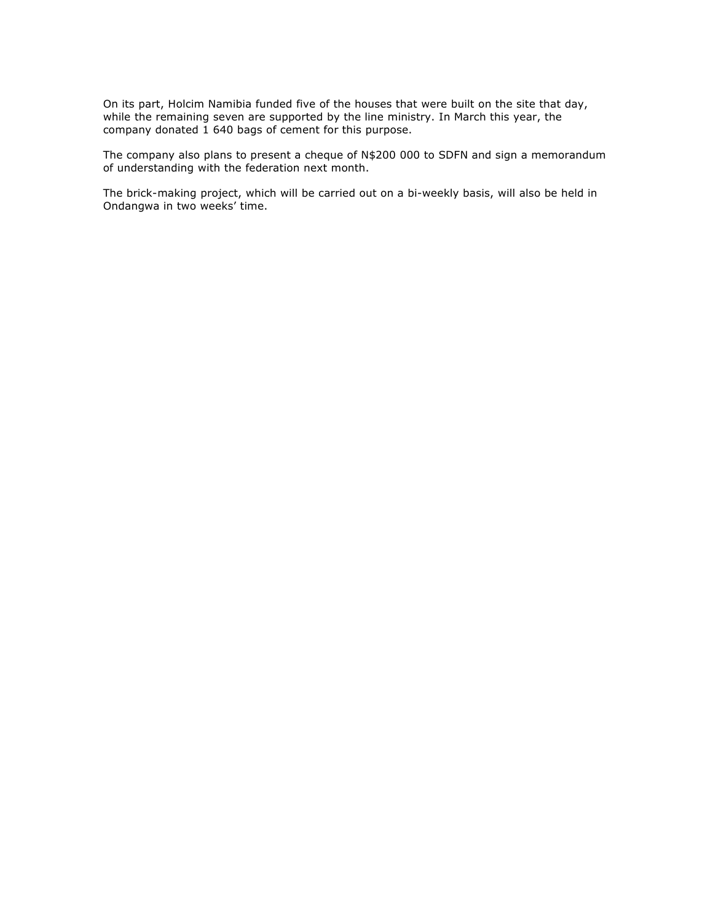On its part, Holcim Namibia funded five of the houses that were built on the site that day, while the remaining seven are supported by the line ministry. In March this year, the company donated 1 640 bags of cement for this purpose.

The company also plans to present a cheque of N$200 000 to SDFN and sign a memorandum of understanding with the federation next month.

The brick-making project, which will be carried out on a bi-weekly basis, will also be held in Ondangwa in two weeks' time.